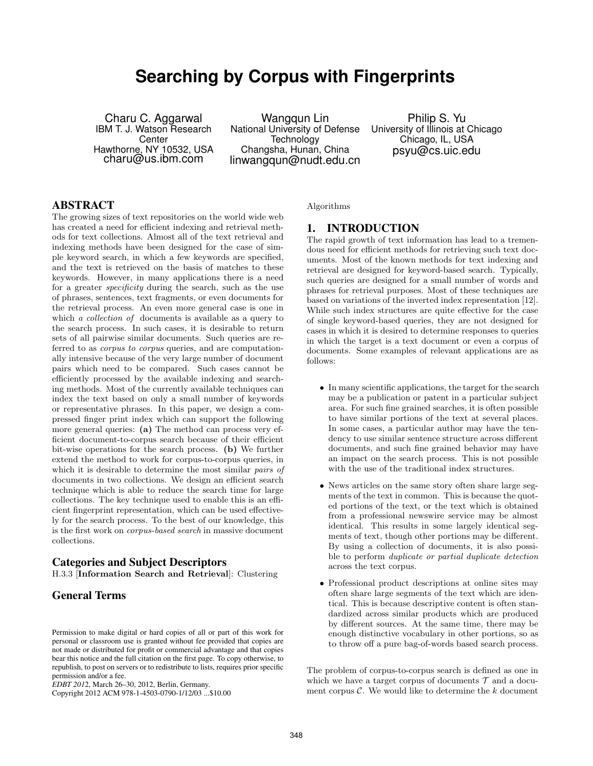# Searching by Corpus with Fingerprints

Charu C. Aggarwal
IBM T. J. Watson Research Center
Hawthorne, NY 10532, USA
charu@us.ibm.com

Wangqun Lin
National University of Defense Technology
Changsha, Hunan, China
linwangqun@nudt.edu.cn

Philip S. Yu
University of Illinois at Chicago
Chicago, IL, USA
psyu@cs.uic.edu

## ABSTRACT

The growing sizes of text repositories on the world wide web has created a need for efficient indexing and retrieval methods for text collections. Almost all of the text retrieval and indexing methods have been designed for the case of simple keyword search, in which a few keywords are specified, and the text is retrieved on the basis of matches to these keywords. However, in many applications there is a need for a greater *specificity* during the search, such as the use of phrases, sentences, text fragments, or even documents for the retrieval process. An even more general case is one in which *a collection of* documents is available as a query to the search process. In such cases, it is desirable to return sets of all pairwise similar documents. Such queries are referred to as *corpus to corpus* queries, and are computationally intensive because of the very large number of document pairs which need to be compared. Such cases cannot be efficiently processed by the available indexing and searching methods. Most of the currently available techniques can index the text based on only a small number of keywords or representative phrases. In this paper, we design a compressed finger print index which can support the following more general queries: **(a)** The method can process very efficient document-to-corpus search because of their efficient bit-wise operations for the search process. **(b)** We further extend the method to work for corpus-to-corpus queries, in which it is desirable to determine the most similar *pairs of* documents in two collections. We design an efficient search technique which is able to reduce the search time for large collections. The key technique used to enable this is an efficient fingerprint representation, which can be used effectively for the search process. To the best of our knowledge, this is the first work on *corpus-based search* in massive document collections.

## Categories and Subject Descriptors

H.3.3 [**Information Search and Retrieval**]: Clustering

## General Terms

Algorithms

Permission to make digital or hard copies of all or part of this work for personal or classroom use is granted without fee provided that copies are not made or distributed for profit or commercial advantage and that copies bear this notice and the full citation on the first page. To copy otherwise, to republish, to post on servers or to redistribute to lists, requires prior specific permission and/or a fee.
*EDBT 2012*, March 26–30, 2012, Berlin, Germany.
Copyright 2012 ACM 978-1-4503-0790-1/12/03 ...$10.00

## 1. INTRODUCTION

The rapid growth of text information has lead to a tremendous need for efficient methods for retrieving such text documents. Most of the known methods for text indexing and retrieval are designed for keyword-based search. Typically, such queries are designed for a small number of words and phrases for retrieval purposes. Most of these techniques are based on variations of the inverted index representation [12]. While such index structures are quite effective for the case of single keyword-based queries, they are not designed for cases in which it is desired to determine responses to queries in which the target is a text document or even a corpus of documents. Some examples of relevant applications are as follows:

- In many scientific applications, the target for the search may be a publication or patent in a particular subject area. For such fine grained searches, it is often possible to have similar portions of the text at several places. In some cases, a particular author may have the tendency to use similar sentence structure across different documents, and such fine grained behavior may have an impact on the search process. This is not possible with the use of the traditional index structures.
- News articles on the same story often share large segments of the text in common. This is because the quoted portions of the text, or the text which is obtained from a professional newswire service may be almost identical. This results in some largely identical segments of text, though other portions may be different. By using a collection of documents, it is also possible to perform *duplicate or partial duplicate detection* across the text corpus.
- Professional product descriptions at online sites may often share large segments of the text which are identical. This is because descriptive content is often standardized across similar products which are produced by different sources. At the same time, there may be enough distinctive vocabulary in other portions, so as to throw off a pure bag-of-words based search process.

The problem of corpus-to-corpus search is defined as one in which we have a target corpus of documents $\mathcal{T}$ and a document corpus $\mathcal{C}$. We would like to determine the $k$ document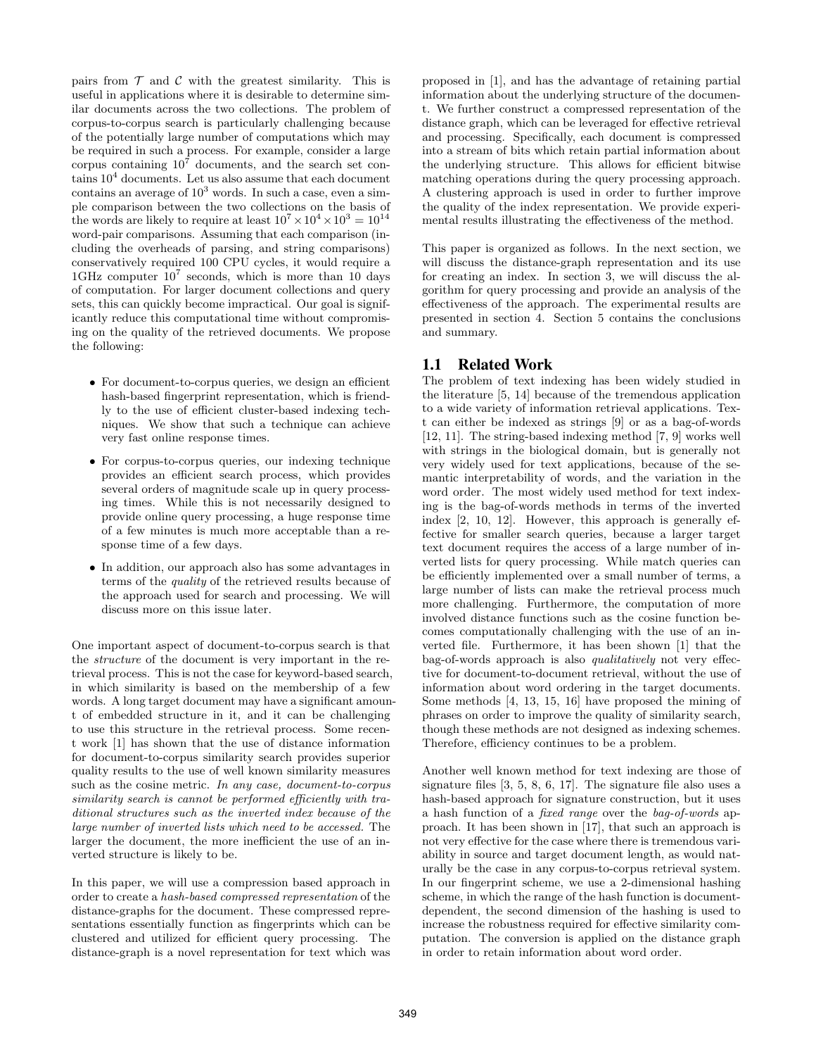pairs from $\mathcal{T}$ and $\mathcal{C}$ with the greatest similarity. This is useful in applications where it is desirable to determine similar documents across the two collections. The problem of corpus-to-corpus search is particularly challenging because of the potentially large number of computations which may be required in such a process. For example, consider a large corpus containing $10^7$ documents, and the search set contains $10^4$ documents. Let us also assume that each document contains an average of $10^3$ words. In such a case, even a simple comparison between the two collections on the basis of the words are likely to require at least $10^7 \times 10^4 \times 10^3 = 10^{14}$ word-pair comparisons. Assuming that each comparison (including the overheads of parsing, and string comparisons) conservatively required 100 CPU cycles, it would require a 1GHz computer $10^7$ seconds, which is more than 10 days of computation. For larger document collections and query sets, this can quickly become impractical. Our goal is significantly reduce this computational time without compromising on the quality of the retrieved documents. We propose the following:

- For document-to-corpus queries, we design an efficient hash-based fingerprint representation, which is friendly to the use of efficient cluster-based indexing techniques. We show that such a technique can achieve very fast online response times.
- For corpus-to-corpus queries, our indexing technique provides an efficient search process, which provides several orders of magnitude scale up in query processing times. While this is not necessarily designed to provide online query processing, a huge response time of a few minutes is much more acceptable than a response time of a few days.
- In addition, our approach also has some advantages in terms of the *quality* of the retrieved results because of the approach used for search and processing. We will discuss more on this issue later.

One important aspect of document-to-corpus search is that the *structure* of the document is very important in the retrieval process. This is not the case for keyword-based search, in which similarity is based on the membership of a few words. A long target document may have a significant amount of embedded structure in it, and it can be challenging to use this structure in the retrieval process. Some recent work [1] has shown that the use of distance information for document-to-corpus similarity search provides superior quality results to the use of well known similarity measures such as the cosine metric. *In any case, document-to-corpus similarity search is cannot be performed efficiently with traditional structures such as the inverted index because of the large number of inverted lists which need to be accessed.* The larger the document, the more inefficient the use of an inverted structure is likely to be.

In this paper, we will use a compression based approach in order to create a *hash-based compressed representation* of the distance-graphs for the document. These compressed representations essentially function as fingerprints which can be clustered and utilized for efficient query processing. The distance-graph is a novel representation for text which was proposed in [1], and has the advantage of retaining partial information about the underlying structure of the document. We further construct a compressed representation of the distance graph, which can be leveraged for effective retrieval and processing. Specifically, each document is compressed into a stream of bits which retain partial information about the underlying structure. This allows for efficient bitwise matching operations during the query processing approach. A clustering approach is used in order to further improve the quality of the index representation. We provide experimental results illustrating the effectiveness of the method.

This paper is organized as follows. In the next section, we will discuss the distance-graph representation and its use for creating an index. In section 3, we will discuss the algorithm for query processing and provide an analysis of the effectiveness of the approach. The experimental results are presented in section 4. Section 5 contains the conclusions and summary.

## 1.1 Related Work

The problem of text indexing has been widely studied in the literature [5, 14] because of the tremendous application to a wide variety of information retrieval applications. Text can either be indexed as strings [9] or as a bag-of-words [12, 11]. The string-based indexing method [7, 9] works well with strings in the biological domain, but is generally not very widely used for text applications, because of the semantic interpretability of words, and the variation in the word order. The most widely used method for text indexing is the bag-of-words methods in terms of the inverted index [2, 10, 12]. However, this approach is generally effective for smaller search queries, because a larger target text document requires the access of a large number of inverted lists for query processing. While match queries can be efficiently implemented over a small number of terms, a large number of lists can make the retrieval process much more challenging. Furthermore, the computation of more involved distance functions such as the cosine function becomes computationally challenging with the use of an inverted file. Furthermore, it has been shown [1] that the bag-of-words approach is also *qualitatively* not very effective for document-to-document retrieval, without the use of information about word ordering in the target documents. Some methods [4, 13, 15, 16] have proposed the mining of phrases on order to improve the quality of similarity search, though these methods are not designed as indexing schemes. Therefore, efficiency continues to be a problem.

Another well known method for text indexing are those of signature files [3, 5, 8, 6, 17]. The signature file also uses a hash-based approach for signature construction, but it uses a hash function of a *fixed range* over the *bag-of-words* approach. It has been shown in [17], that such an approach is not very effective for the case where there is tremendous variability in source and target document length, as would naturally be the case in any corpus-to-corpus retrieval system. In our fingerprint scheme, we use a 2-dimensional hashing scheme, in which the range of the hash function is document-dependent, the second dimension of the hashing is used to increase the robustness required for effective similarity computation. The conversion is applied on the distance graph in order to retain information about word order.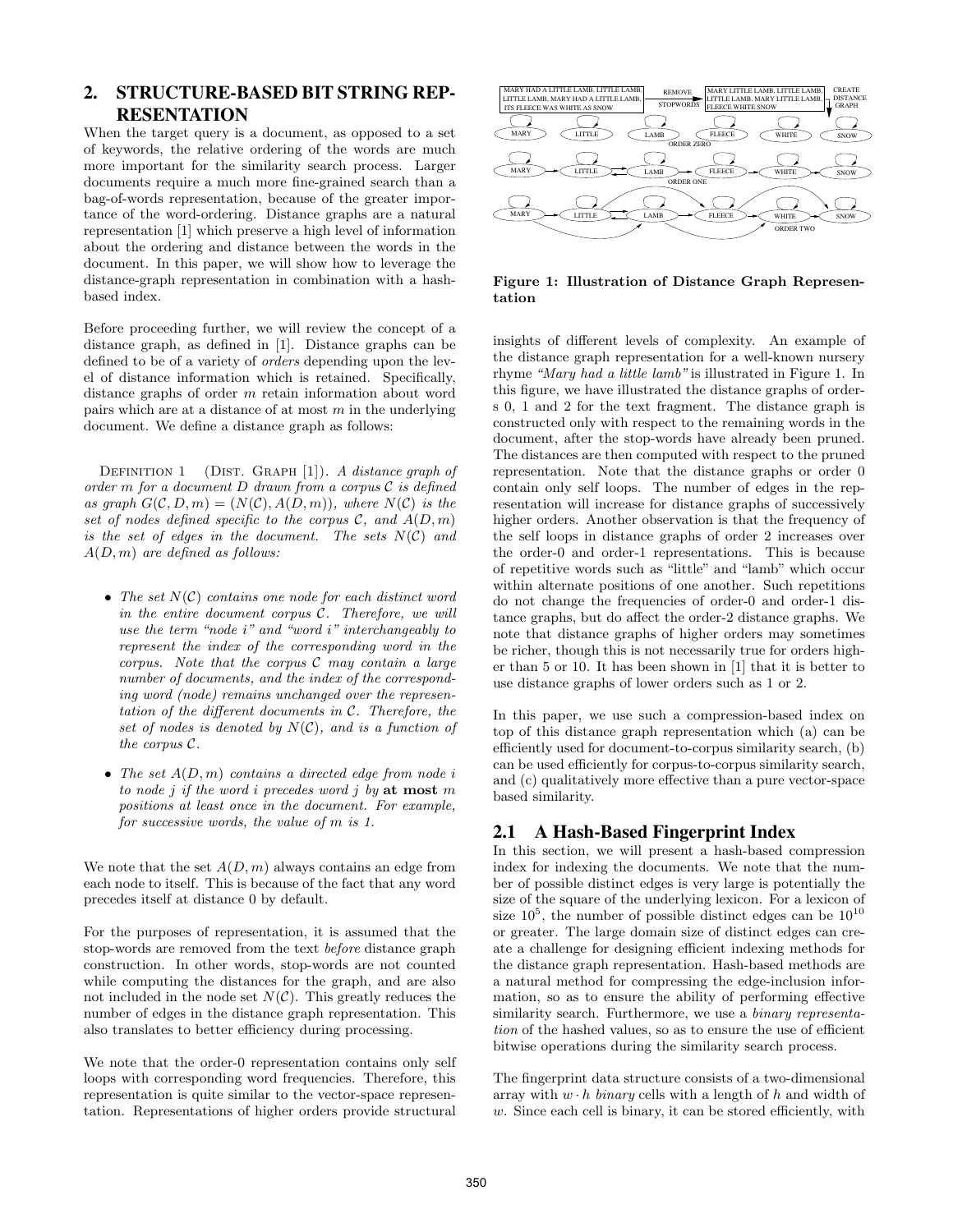## 2. STRUCTURE-BASED BIT STRING REPRESENTATION

When the target query is a document, as opposed to a set of keywords, the relative ordering of the words are much more important for the similarity search process. Larger documents require a much more fine-grained search than a bag-of-words representation, because of the greater importance of the word-ordering. Distance graphs are a natural representation [1] which preserve a high level of information about the ordering and distance between the words in the document. In this paper, we will show how to leverage the distance-graph representation in combination with a hash-based index.

Before proceeding further, we will review the concept of a distance graph, as defined in [1]. Distance graphs can be defined to be of a variety of *orders* depending upon the level of distance information which is retained. Specifically, distance graphs of order $m$ retain information about word pairs which are at a distance of at most $m$ in the underlying document. We define a distance graph as follows:

DEFINITION 1 (DIST. GRAPH [1]). *A distance graph of order $m$ for a document $D$ drawn from a corpus $\mathcal{C}$ is defined as graph $G(\mathcal{C}, D, m) = (N(\mathcal{C}), A(D, m))$, where $N(\mathcal{C})$ is the set of nodes defined specific to the corpus $\mathcal{C}$, and $A(D, m)$ is the set of edges in the document. The sets $N(\mathcal{C})$ and $A(D, m)$ are defined as follows:*

- *The set $N(\mathcal{C})$ contains one node for each distinct word in the entire document corpus $\mathcal{C}$. Therefore, we will use the term "node $i$" and "word $i$" interchangeably to represent the index of the corresponding word in the corpus. Note that the corpus $\mathcal{C}$ may contain a large number of documents, and the index of the corresponding word (node) remains unchanged over the representation of the different documents in $\mathcal{C}$. Therefore, the set of nodes is denoted by $N(\mathcal{C})$, and is a function of the corpus $\mathcal{C}$.*
- *The set $A(D, m)$ contains a directed edge from node $i$ to node $j$ if the word $i$ precedes word $j$ by* **at most** *$m$ positions at least once in the document. For example, for successive words, the value of $m$ is 1.*

We note that the set $A(D, m)$ always contains an edge from each node to itself. This is because of the fact that any word precedes itself at distance 0 by default.

For the purposes of representation, it is assumed that the stop-words are removed from the text *before* distance graph construction. In other words, stop-words are not counted while computing the distances for the graph, and are also not included in the node set $N(\mathcal{C})$. This greatly reduces the number of edges in the distance graph representation. This also translates to better efficiency during processing.

We note that the order-0 representation contains only self loops with corresponding word frequencies. Therefore, this representation is quite similar to the vector-space representation. Representations of higher orders provide structural insights of different levels of complexity. An example of the distance graph representation for a well-known nursery rhyme *"Mary had a little lamb"* is illustrated in Figure 1. In this figure, we have illustrated the distance graphs of orders 0, 1 and 2 for the text fragment. The distance graph is constructed only with respect to the remaining words in the document, after the stop-words have already been pruned. The distances are then computed with respect to the pruned representation. Note that the distance graphs or order 0 contain only self loops. The number of edges in the representation will increase for distance graphs of successively higher orders. Another observation is that the frequency of the self loops in distance graphs of order 2 increases over the order-0 and order-1 representations. This is because of repetitive words such as "little" and "lamb" which occur within alternate positions of one another. Such repetitions do not change the frequencies of order-0 and order-1 distance graphs, but do affect the order-2 distance graphs. We note that distance graphs of higher orders may sometimes be richer, though this is not necessarily true for orders higher than 5 or 10. It has been shown in [1] that it is better to use distance graphs of lower orders such as 1 or 2.

**Figure 1: Illustration of Distance Graph Representation**

In this paper, we use such a compression-based index on top of this distance graph representation which (a) can be efficiently used for document-to-corpus similarity search, (b) can be used efficiently for corpus-to-corpus similarity search, and (c) qualitatively more effective than a pure vector-space based similarity.

### 2.1 A Hash-Based Fingerprint Index

In this section, we will present a hash-based compression index for indexing the documents. We note that the number of possible distinct edges is very large is potentially the size of the square of the underlying lexicon. For a lexicon of size $10^5$, the number of possible distinct edges can be $10^{10}$ or greater. The large domain size of distinct edges can create a challenge for designing efficient indexing methods for the distance graph representation. Hash-based methods are a natural method for compressing the edge-inclusion information, so as to ensure the ability of performing effective similarity search. Furthermore, we use a *binary representation* of the hashed values, so as to ensure the use of efficient bitwise operations during the similarity search process.

The fingerprint data structure consists of a two-dimensional array with $w \cdot h$ *binary* cells with a length of $h$ and width of $w$. Since each cell is binary, it can be stored efficiently, with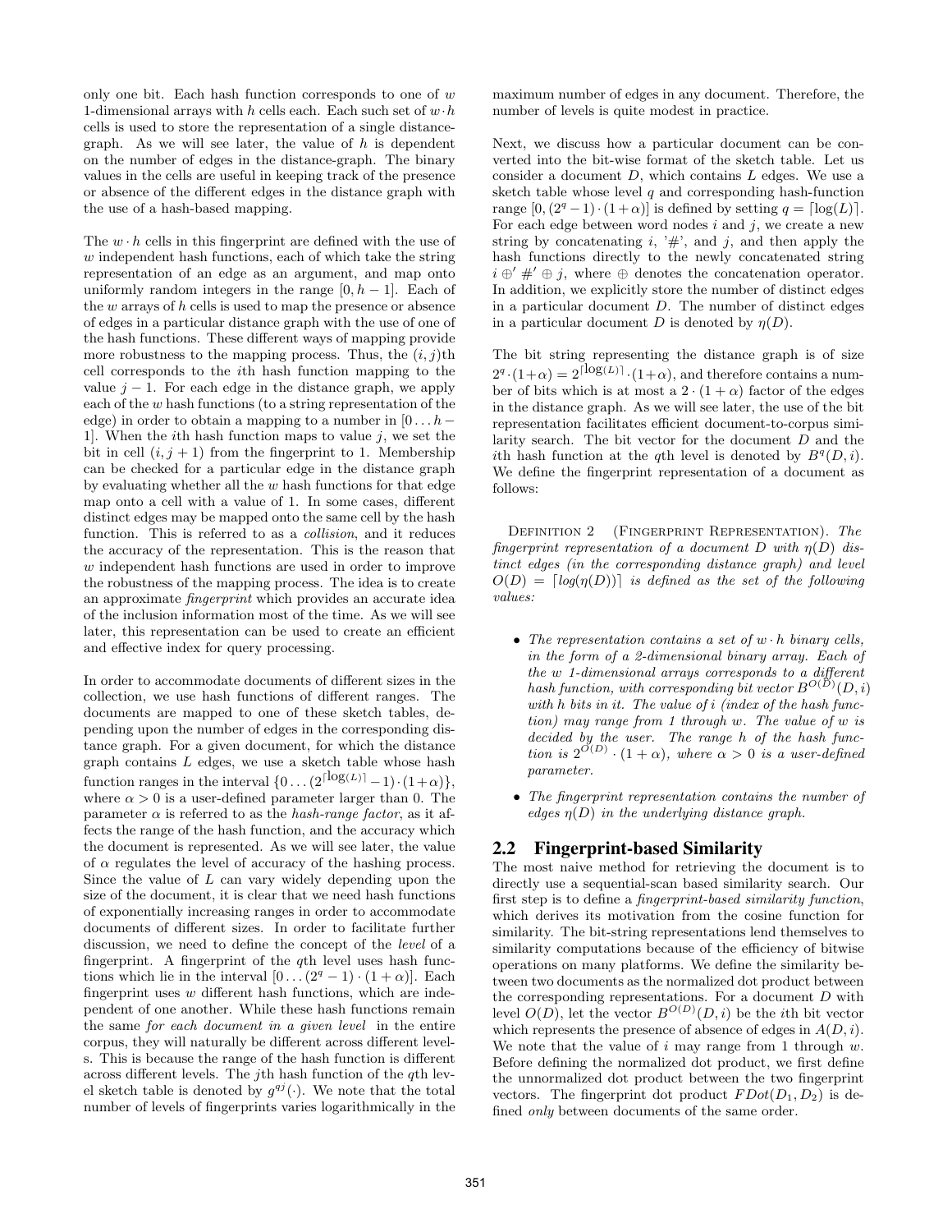only one bit. Each hash function corresponds to one of $w$ 1-dimensional arrays with $h$ cells each. Each such set of $w \cdot h$ cells is used to store the representation of a single distance-graph. As we will see later, the value of $h$ is dependent on the number of edges in the distance-graph. The binary values in the cells are useful in keeping track of the presence or absence of the different edges in the distance graph with the use of a hash-based mapping.

The $w \cdot h$ cells in this fingerprint are defined with the use of $w$ independent hash functions, each of which take the string representation of an edge as an argument, and map onto uniformly random integers in the range $[0, h-1]$. Each of the $w$ arrays of $h$ cells is used to map the presence or absence of edges in a particular distance graph with the use of one of the hash functions. These different ways of mapping provide more robustness to the mapping process. Thus, the $(i, j)$th cell corresponds to the $i$th hash function mapping to the value $j-1$. For each edge in the distance graph, we apply each of the $w$ hash functions (to a string representation of the edge) in order to obtain a mapping to a number in $[0 \dots h-1]$. When the $i$th hash function maps to value $j$, we set the bit in cell $(i, j+1)$ from the fingerprint to 1. Membership can be checked for a particular edge in the distance graph by evaluating whether all the $w$ hash functions for that edge map onto a cell with a value of 1. In some cases, different distinct edges may be mapped onto the same cell by the hash function. This is referred to as a *collision*, and it reduces the accuracy of the representation. This is the reason that $w$ independent hash functions are used in order to improve the robustness of the mapping process. The idea is to create an approximate *fingerprint* which provides an accurate idea of the inclusion information most of the time. As we will see later, this representation can be used to create an efficient and effective index for query processing.

In order to accommodate documents of different sizes in the collection, we use hash functions of different ranges. The documents are mapped to one of these sketch tables, depending upon the number of edges in the corresponding distance graph. For a given document, for which the distance graph contains $L$ edges, we use a sketch table whose hash function ranges in the interval $\{0 \dots (2^{\lceil \log(L) \rceil} - 1) \cdot (1+\alpha)\}$, where $\alpha > 0$ is a user-defined parameter larger than 0. The parameter $\alpha$ is referred to as the *hash-range factor*, as it affects the range of the hash function, and the accuracy which the document is represented. As we will see later, the value of $\alpha$ regulates the level of accuracy of the hashing process. Since the value of $L$ can vary widely depending upon the size of the document, it is clear that we need hash functions of exponentially increasing ranges in order to accommodate documents of different sizes. In order to facilitate further discussion, we need to define the concept of the *level* of a fingerprint. A fingerprint of the $q$th level uses hash functions which lie in the interval $[0 \dots (2^q - 1) \cdot (1+\alpha)]$. Each fingerprint uses $w$ different hash functions, which are independent of one another. While these hash functions remain the same *for each document in a given level* in the entire corpus, they will naturally be different across different levels. This is because the range of the hash function is different across different levels. The $j$th hash function of the $q$th level sketch table is denoted by $g^{qj}(\cdot)$. We note that the total number of levels of fingerprints varies logarithmically in the maximum number of edges in any document. Therefore, the number of levels is quite modest in practice.

Next, we discuss how a particular document can be converted into the bit-wise format of the sketch table. Let us consider a document $D$, which contains $L$ edges. We use a sketch table whose level $q$ and corresponding hash-function range $[0, (2^q - 1) \cdot (1+\alpha)]$ is defined by setting $q = \lceil \log(L) \rceil$. For each edge between word nodes $i$ and $j$, we create a new string by concatenating $i$, '#', and $j$, and then apply the hash functions directly to the newly concatenated string $i \oplus' \#' \oplus j$, where $\oplus$ denotes the concatenation operator. In addition, we explicitly store the number of distinct edges in a particular document $D$. The number of distinct edges in a particular document $D$ is denoted by $\eta(D)$.

The bit string representing the distance graph is of size $2^q \cdot (1+\alpha) = 2^{\lceil \log(L) \rceil} \cdot (1+\alpha)$, and therefore contains a number of bits which is at most a $2 \cdot (1+\alpha)$ factor of the edges in the distance graph. As we will see later, the use of the bit representation facilitates efficient document-to-corpus similarity search. The bit vector for the document $D$ and the $i$th hash function at the $q$th level is denoted by $B^q(D, i)$. We define the fingerprint representation of a document as follows:

Definition 2 (Fingerprint Representation). *The fingerprint representation of a document $D$ with $\eta(D)$ distinct edges (in the corresponding distance graph) and level $O(D) = \lceil log(\eta(D)) \rceil$ is defined as the set of the following values:*

- *The representation contains a set of $w \cdot h$ binary cells, in the form of a 2-dimensional binary array. Each of the $w$ 1-dimensional arrays corresponds to a different hash function, with corresponding bit vector $B^{O(D)}(D, i)$ with $h$ bits in it. The value of $i$ (index of the hash function) may range from 1 through $w$. The value of $w$ is decided by the user. The range $h$ of the hash function is $2^{O(D)} \cdot (1+\alpha)$, where $\alpha > 0$ is a user-defined parameter.*
- *The fingerprint representation contains the number of edges $\eta(D)$ in the underlying distance graph.*

## 2.2 Fingerprint-based Similarity

The most naive method for retrieving the document is to directly use a sequential-scan based similarity search. Our first step is to define a *fingerprint-based similarity function*, which derives its motivation from the cosine function for similarity. The bit-string representations lend themselves to similarity computations because of the efficiency of bitwise operations on many platforms. We define the similarity between two documents as the normalized dot product between the corresponding representations. For a document $D$ with level $O(D)$, let the vector $B^{O(D)}(D, i)$ be the $i$th bit vector which represents the presence of absence of edges in $A(D, i)$. We note that the value of $i$ may range from 1 through $w$. Before defining the normalized dot product, we first define the unnormalized dot product between the two fingerprint vectors. The fingerprint dot product $FDot(D_1, D_2)$ is defined *only* between documents of the same order.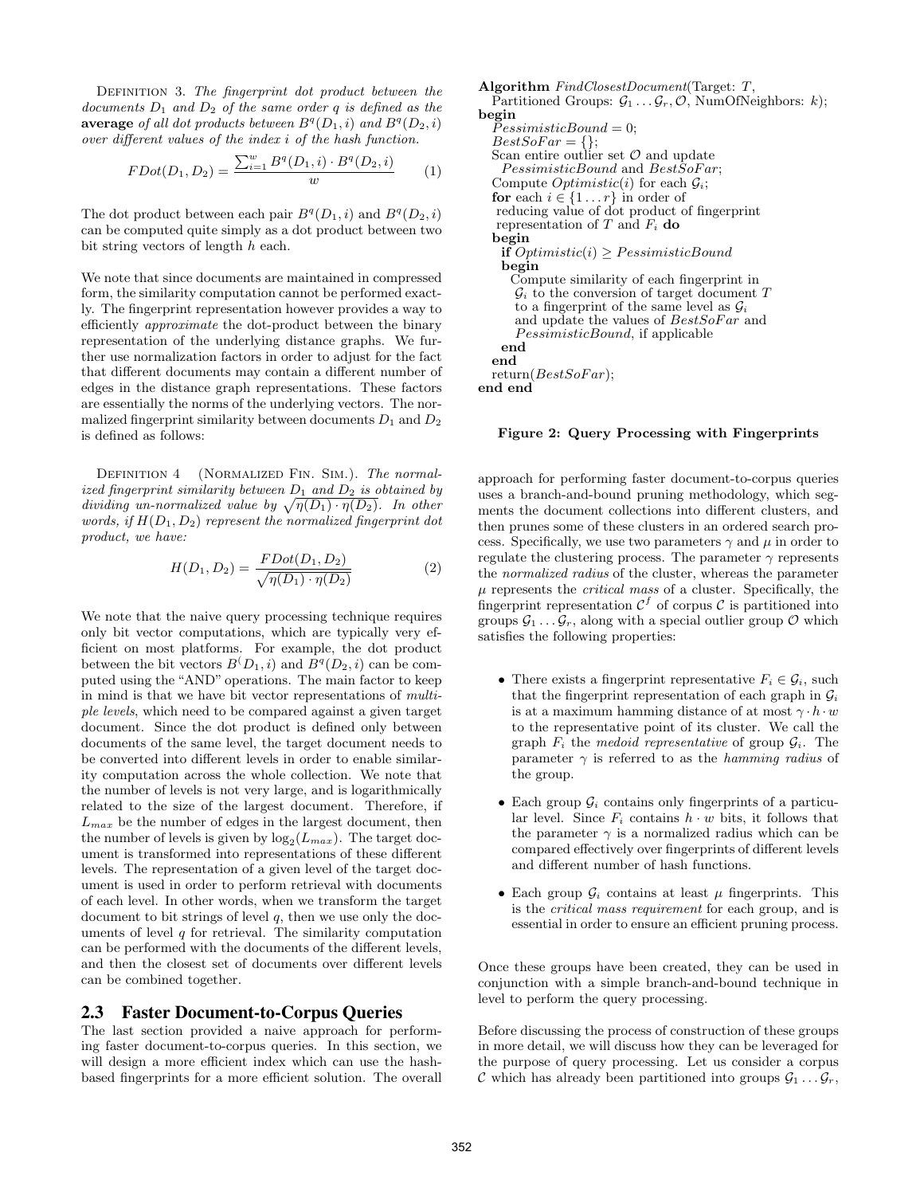DEFINITION 3. *The fingerprint dot product between the documents $D_1$ and $D_2$ of the same order $q$ is defined as the* **average** *of all dot products between $B^q(D_1, i)$ and $B^q(D_2, i)$ over different values of the index $i$ of the hash function.*

$$FDot(D_1, D_2) = \frac{\sum_{i=1}^{w} B^q(D_1, i) \cdot B^q(D_2, i)}{w} \quad (1)$$

The dot product between each pair $B^q(D_1, i)$ and $B^q(D_2, i)$ can be computed quite simply as a dot product between two bit string vectors of length $h$ each.

We note that since documents are maintained in compressed form, the similarity computation cannot be performed exactly. The fingerprint representation however provides a way to efficiently *approximate* the dot-product between the binary representation of the underlying distance graphs. We further use normalization factors in order to adjust for the fact that different documents may contain a different number of edges in the distance graph representations. These factors are essentially the norms of the underlying vectors. The normalized fingerprint similarity between documents $D_1$ and $D_2$ is defined as follows:

DEFINITION 4 (NORMALIZED FIN. SIM.). *The normalized fingerprint similarity between $D_1$ and $D_2$ is obtained by dividing un-normalized value by $\sqrt{\eta(D_1) \cdot \eta(D_2)}$. In other words, if $H(D_1, D_2)$ represent the normalized fingerprint dot product, we have:*

$$H(D_1, D_2) = \frac{FDot(D_1, D_2)}{\sqrt{\eta(D_1) \cdot \eta(D_2)}} \quad (2)$$

We note that the naive query processing technique requires only bit vector computations, which are typically very efficient on most platforms. For example, the dot product between the bit vectors $B^(D_1, i)$ and $B^q(D_2, i)$ can be computed using the "AND" operations. The main factor to keep in mind is that we have bit vector representations of *multiple levels*, which need to be compared against a given target document. Since the dot product is defined only between documents of the same level, the target document needs to be converted into different levels in order to enable similarity computation across the whole collection. We note that the number of levels is not very large, and is logarithmically related to the size of the largest document. Therefore, if $L_{max}$ be the number of edges in the largest document, then the number of levels is given by $\log_2(L_{max})$. The target document is transformed into representations of these different levels. The representation of a given level of the target document is used in order to perform retrieval with documents of each level. In other words, when we transform the target document to bit strings of level $q$, then we use only the documents of level $q$ for retrieval. The similarity computation can be performed with the documents of the different levels, and then the closest set of documents over different levels can be combined together.

## 2.3 Faster Document-to-Corpus Queries

The last section provided a naive approach for performing faster document-to-corpus queries. In this section, we will design a more efficient index which can use the hash-based fingerprints for a more efficient solution. The overall approach for performing faster document-to-corpus queries uses a branch-and-bound pruning methodology, which segments the document collections into different clusters, and then prunes some of these clusters in an ordered search process. Specifically, we use two parameters $\gamma$ and $\mu$ in order to regulate the clustering process. The parameter $\gamma$ represents the *normalized radius* of the cluster, whereas the parameter $\mu$ represents the *critical mass* of a cluster. Specifically, the fingerprint representation $\mathcal{C}^f$ of corpus $\mathcal{C}$ is partitioned into groups $\mathcal{G}_1 \dots \mathcal{G}_r$, along with a special outlier group $\mathcal{O}$ which satisfies the following properties:

- There exists a fingerprint representative $F_i \in \mathcal{G}_i$, such that the fingerprint representation of each graph in $\mathcal{G}_i$ is at a maximum hamming distance of at most $\gamma \cdot h \cdot w$ to the representative point of its cluster. We call the graph $F_i$ the *medoid representative* of group $\mathcal{G}_i$. The parameter $\gamma$ is referred to as the *hamming radius* of the group.
- Each group $\mathcal{G}_i$ contains only fingerprints of a particular level. Since $F_i$ contains $h \cdot w$ bits, it follows that the parameter $\gamma$ is a normalized radius which can be compared effectively over fingerprints of different levels and different number of hash functions.
- Each group $\mathcal{G}_i$ contains at least $\mu$ fingerprints. This is the *critical mass requirement* for each group, and is essential in order to ensure an efficient pruning process.

Once these groups have been created, they can be used in conjunction with a simple branch-and-bound technique in level to perform the query processing.

Before discussing the process of construction of these groups in more detail, we will discuss how they can be leveraged for the purpose of query processing. Let us consider a corpus $\mathcal{C}$ which has already been partitioned into groups $\mathcal{G}_1 \dots \mathcal{G}_r$,

```
Algorithm FindClosestDocument(Target: T,
  Partitioned Groups: G_1 ... G_r, O, NumOfNeighbors: k);
begin
  PessimisticBound = 0;
  BestSoFar = {};
  Scan entire outlier set O and update
    PessimisticBound and BestSoFar;
  Compute Optimistic(i) for each G_i;
  for each i ∈ {1 ... r} in order of
   reducing value of dot product of fingerprint
   representation of T and F_i do
  begin
    if Optimistic(i) ≥ PessimisticBound
    begin
      Compute similarity of each fingerprint in
       G_i to the conversion of target document T
       to a fingerprint of the same level as G_i
       and update the values of BestSoFar and
       PessimisticBound, if applicable
    end
  end
  return(BestSoFar);
end end
```

**Figure 2: Query Processing with Fingerprints**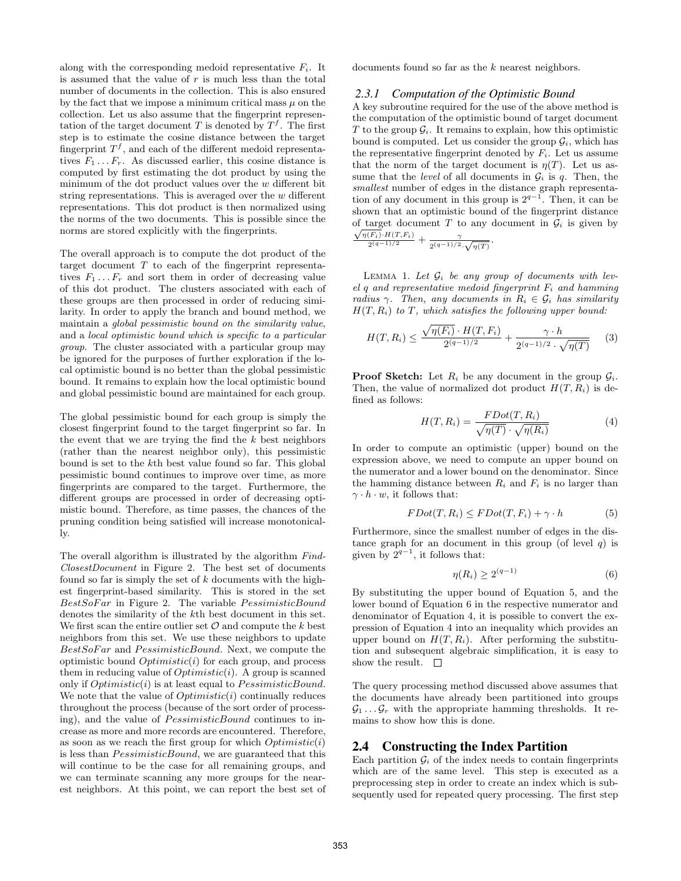along with the corresponding medoid representative $F_i$. It is assumed that the value of $r$ is much less than the total number of documents in the collection. This is also ensured by the fact that we impose a minimum critical mass $\mu$ on the collection. Let us also assume that the fingerprint representation of the target document $T$ is denoted by $T^f$. The first step is to estimate the cosine distance between the target fingerprint $T^f$, and each of the different medoid representatives $F_1 \ldots F_r$. As discussed earlier, this cosine distance is computed by first estimating the dot product by using the minimum of the dot product values over the $w$ different bit string representations. This is averaged over the $w$ different representations. This dot product is then normalized using the norms of the two documents. This is possible since the norms are stored explicitly with the fingerprints.

The overall approach is to compute the dot product of the target document $T$ to each of the fingerprint representatives $F_1 \ldots F_r$ and sort them in order of decreasing value of this dot product. The clusters associated with each of these groups are then processed in order of reducing similarity. In order to apply the branch and bound method, we maintain a *global pessimistic bound on the similarity value*, and a *local optimistic bound which is specific to a particular group*. The cluster associated with a particular group may be ignored for the purposes of further exploration if the local optimistic bound is no better than the global pessimistic bound. It remains to explain how the local optimistic bound and global pessimistic bound are maintained for each group.

The global pessimistic bound for each group is simply the closest fingerprint found to the target fingerprint so far. In the event that we are trying the find the $k$ best neighbors (rather than the nearest neighbor only), this pessimistic bound is set to the $k$th best value found so far. This global pessimistic bound continues to improve over time, as more fingerprints are compared to the target. Furthermore, the different groups are processed in order of decreasing optimistic bound. Therefore, as time passes, the chances of the pruning condition being satisfied will increase monotonically.

The overall algorithm is illustrated by the algorithm *FindClosestDocument* in Figure 2. The best set of documents found so far is simply the set of $k$ documents with the highest fingerprint-based similarity. This is stored in the set *BestSoFar* in Figure 2. The variable *PessimisticBound* denotes the similarity of the $k$th best document in this set. We first scan the entire outlier set $\mathcal{O}$ and compute the $k$ best neighbors from this set. We use these neighbors to update *BestSoFar* and *PessimisticBound*. Next, we compute the optimistic bound *Optimistic*$(i)$ for each group, and process them in reducing value of *Optimistic*$(i)$. A group is scanned only if *Optimistic*$(i)$ is at least equal to *PessimisticBound*. We note that the value of *Optimistic*$(i)$ continually reduces throughout the process (because of the sort order of processing), and the value of *PessimisticBound* continues to increase as more and more records are encountered. Therefore, as soon as we reach the first group for which *Optimistic*$(i)$ is less than *PessimisticBound*, we are guaranteed that this will continue to be the case for all remaining groups, and we can terminate scanning any more groups for the nearest neighbors. At this point, we can report the best set of documents found so far as the $k$ nearest neighbors.

### 2.3.1 Computation of the Optimistic Bound

A key subroutine required for the use of the above method is the computation of the optimistic bound of target document $T$ to the group $\mathcal{G}_i$. It remains to explain, how this optimistic bound is computed. Let us consider the group $\mathcal{G}_i$, which has the representative fingerprint denoted by $F_i$. Let us assume that the norm of the target document is $\eta(T)$. Let us assume that the *level* of all documents in $\mathcal{G}_i$ is $q$. Then, the *smallest* number of edges in the distance graph representation of any document in this group is $2^{q-1}$. Then, it can be shown that an optimistic bound of the fingerprint distance of target document $T$ to any document in $\mathcal{G}_i$ is given by $\frac{\sqrt{\eta(F_i)} \cdot H(T,F_i)}{2^{(q-1)/2}} + \frac{\gamma}{2^{(q-1)/2} \cdot \sqrt{\eta(T)}}$.

LEMMA 1. *Let $\mathcal{G}_i$ be any group of documents with level $q$ and representative medoid fingerprint $F_i$ and hamming radius $\gamma$. Then, any documents in $R_i \in \mathcal{G}_i$ has similarity $H(T, R_i)$ to $T$, which satisfies the following upper bound:*

$$H(T, R_i) \leq \frac{\sqrt{\eta(F_i)} \cdot H(T, F_i)}{2^{(q-1)/2}} + \frac{\gamma \cdot h}{2^{(q-1)/2} \cdot \sqrt{\eta(T)}} \quad (3)$$

**Proof Sketch:** Let $R_i$ be any document in the group $\mathcal{G}_i$. Then, the value of normalized dot product $H(T, R_i)$ is defined as follows:

$$H(T, R_i) = \frac{FDot(T, R_i)}{\sqrt{\eta(T)} \cdot \sqrt{\eta(R_i)}} \quad (4)$$

In order to compute an optimistic (upper) bound on the expression above, we need to compute an upper bound on the numerator and a lower bound on the denominator. Since the hamming distance between $R_i$ and $F_i$ is no larger than $\gamma \cdot h \cdot w$, it follows that:

$$FDot(T, R_i) \leq FDot(T, F_i) + \gamma \cdot h \quad (5)$$

Furthermore, since the smallest number of edges in the distance graph for an document in this group (of level $q$) is given by $2^{q-1}$, it follows that:

$$\eta(R_i) \geq 2^{(q-1)} \quad (6)$$

By substituting the upper bound of Equation 5, and the lower bound of Equation 6 in the respective numerator and denominator of Equation 4, it is possible to convert the expression of Equation 4 into an inequality which provides an upper bound on $H(T, R_i)$. After performing the substitution and subsequent algebraic simplification, it is easy to show the result. □

The query processing method discussed above assumes that the documents have already been partitioned into groups $\mathcal{G}_1 \ldots \mathcal{G}_r$ with the appropriate hamming thresholds. It remains to show how this is done.

## 2.4 Constructing the Index Partition

Each partition $\mathcal{G}_i$ of the index needs to contain fingerprints which are of the same level. This step is executed as a preprocessing step in order to create an index which is subsequently used for repeated query processing. The first step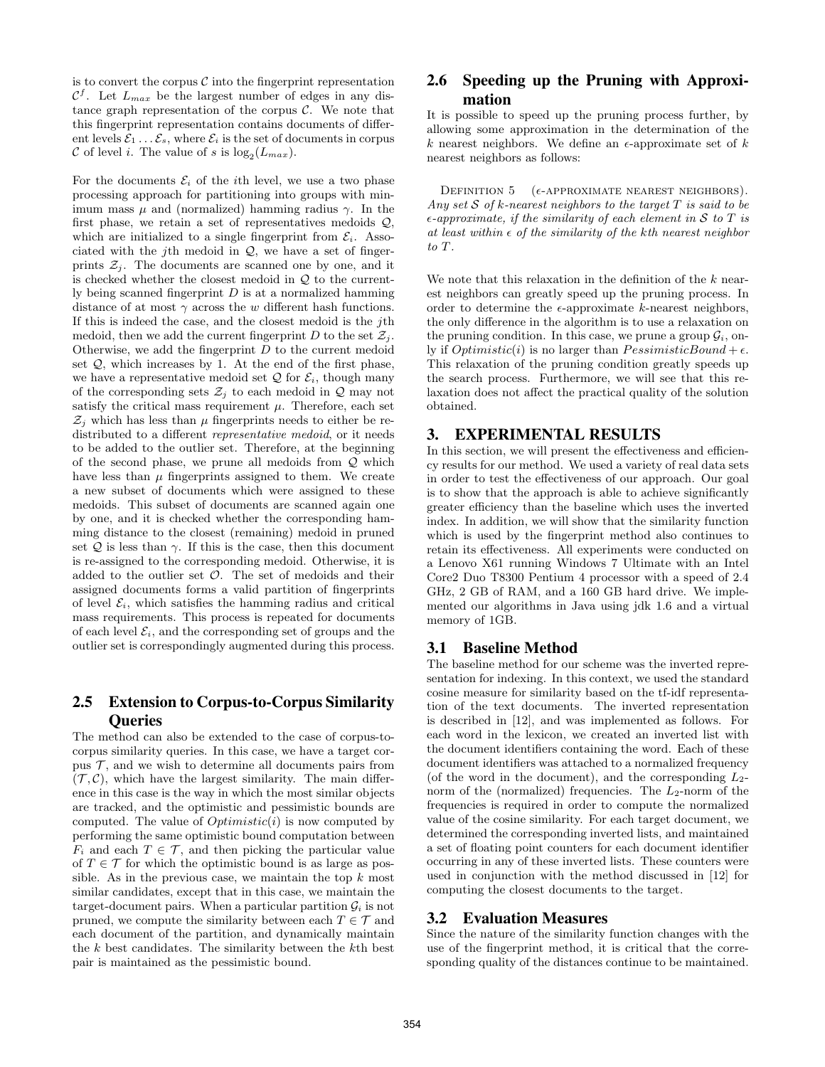is to convert the corpus $\mathcal{C}$ into the fingerprint representation $\mathcal{C}^f$. Let $L_{max}$ be the largest number of edges in any distance graph representation of the corpus $\mathcal{C}$. We note that this fingerprint representation contains documents of different levels $\mathcal{E}_1 \ldots \mathcal{E}_s$, where $\mathcal{E}_i$ is the set of documents in corpus $\mathcal{C}$ of level $i$. The value of $s$ is $\log_2(L_{max})$.

For the documents $\mathcal{E}_i$ of the $i$th level, we use a two phase processing approach for partitioning into groups with minimum mass $\mu$ and (normalized) hamming radius $\gamma$. In the first phase, we retain a set of representatives medoids $\mathcal{Q}$, which are initialized to a single fingerprint from $\mathcal{E}_i$. Associated with the $j$th medoid in $\mathcal{Q}$, we have a set of fingerprints $\mathcal{Z}_j$. The documents are scanned one by one, and it is checked whether the closest medoid in $\mathcal{Q}$ to the currently being scanned fingerprint $D$ is at a normalized hamming distance of at most $\gamma$ across the $w$ different hash functions. If this is indeed the case, and the closest medoid is the $j$th medoid, then we add the current fingerprint $D$ to the set $\mathcal{Z}_j$. Otherwise, we add the fingerprint $D$ to the current medoid set $\mathcal{Q}$, which increases by 1. At the end of the first phase, we have a representative medoid set $\mathcal{Q}$ for $\mathcal{E}_i$, though many of the corresponding sets $\mathcal{Z}_j$ to each medoid in $\mathcal{Q}$ may not satisfy the critical mass requirement $\mu$. Therefore, each set $\mathcal{Z}_j$ which has less than $\mu$ fingerprints needs to either be redistributed to a different *representative medoid*, or it needs to be added to the outlier set. Therefore, at the beginning of the second phase, we prune all medoids from $\mathcal{Q}$ which have less than $\mu$ fingerprints assigned to them. We create a new subset of documents which were assigned to these medoids. This subset of documents are scanned again one by one, and it is checked whether the corresponding hamming distance to the closest (remaining) medoid in pruned set $\mathcal{Q}$ is less than $\gamma$. If this is the case, then this document is re-assigned to the corresponding medoid. Otherwise, it is added to the outlier set $\mathcal{O}$. The set of medoids and their assigned documents forms a valid partition of fingerprints of level $\mathcal{E}_i$, which satisfies the hamming radius and critical mass requirements. This process is repeated for documents of each level $\mathcal{E}_i$, and the corresponding set of groups and the outlier set is correspondingly augmented during this process.

## 2.5 Extension to Corpus-to-Corpus Similarity Queries

The method can also be extended to the case of corpus-to-corpus similarity queries. In this case, we have a target corpus $\mathcal{T}$, and we wish to determine all documents pairs from $(\mathcal{T}, \mathcal{C})$, which have the largest similarity. The main difference in this case is the way in which the most similar objects are tracked, and the optimistic and pessimistic bounds are computed. The value of $Optimistic(i)$ is now computed by performing the same optimistic bound computation between $F_i$ and each $T \in \mathcal{T}$, and then picking the particular value of $T \in \mathcal{T}$ for which the optimistic bound is as large as possible. As in the previous case, we maintain the top $k$ most similar candidates, except that in this case, we maintain the target-document pairs. When a particular partition $\mathcal{G}_i$ is not pruned, we compute the similarity between each $T \in \mathcal{T}$ and each document of the partition, and dynamically maintain the $k$ best candidates. The similarity between the $k$th best pair is maintained as the pessimistic bound.

## 2.6 Speeding up the Pruning with Approximation

It is possible to speed up the pruning process further, by allowing some approximation in the determination of the $k$ nearest neighbors. We define an $\epsilon$-approximate set of $k$ nearest neighbors as follows:

Definition 5 ($\epsilon$-approximate nearest neighbors). *Any set $\mathcal{S}$ of $k$-nearest neighbors to the target $T$ is said to be $\epsilon$-approximate, if the similarity of each element in $\mathcal{S}$ to $T$ is at least within $\epsilon$ of the similarity of the $k$th nearest neighbor to $T$.*

We note that this relaxation in the definition of the $k$ nearest neighbors can greatly speed up the pruning process. In order to determine the $\epsilon$-approximate $k$-nearest neighbors, the only difference in the algorithm is to use a relaxation on the pruning condition. In this case, we prune a group $\mathcal{G}_i$, only if $Optimistic(i)$ is no larger than $PessimisticBound + \epsilon$. This relaxation of the pruning condition greatly speeds up the search process. Furthermore, we will see that this relaxation does not affect the practical quality of the solution obtained.

# 3. EXPERIMENTAL RESULTS

In this section, we will present the effectiveness and efficiency results for our method. We used a variety of real data sets in order to test the effectiveness of our approach. Our goal is to show that the approach is able to achieve significantly greater efficiency than the baseline which uses the inverted index. In addition, we will show that the similarity function which is used by the fingerprint method also continues to retain its effectiveness. All experiments were conducted on a Lenovo X61 running Windows 7 Ultimate with an Intel Core2 Duo T8300 Pentium 4 processor with a speed of 2.4 GHz, 2 GB of RAM, and a 160 GB hard drive. We implemented our algorithms in Java using jdk 1.6 and a virtual memory of 1GB.

## 3.1 Baseline Method

The baseline method for our scheme was the inverted representation for indexing. In this context, we used the standard cosine measure for similarity based on the tf-idf representation of the text documents. The inverted representation is described in [12], and was implemented as follows. For each word in the lexicon, we created an inverted list with the document identifiers containing the word. Each of these document identifiers was attached to a normalized frequency (of the word in the document), and the corresponding $L_2$-norm of the (normalized) frequencies. The $L_2$-norm of the frequencies is required in order to compute the normalized value of the cosine similarity. For each target document, we determined the corresponding inverted lists, and maintained a set of floating point counters for each document identifier occurring in any of these inverted lists. These counters were used in conjunction with the method discussed in [12] for computing the closest documents to the target.

## 3.2 Evaluation Measures

Since the nature of the similarity function changes with the use of the fingerprint method, it is critical that the corresponding quality of the distances continue to be maintained.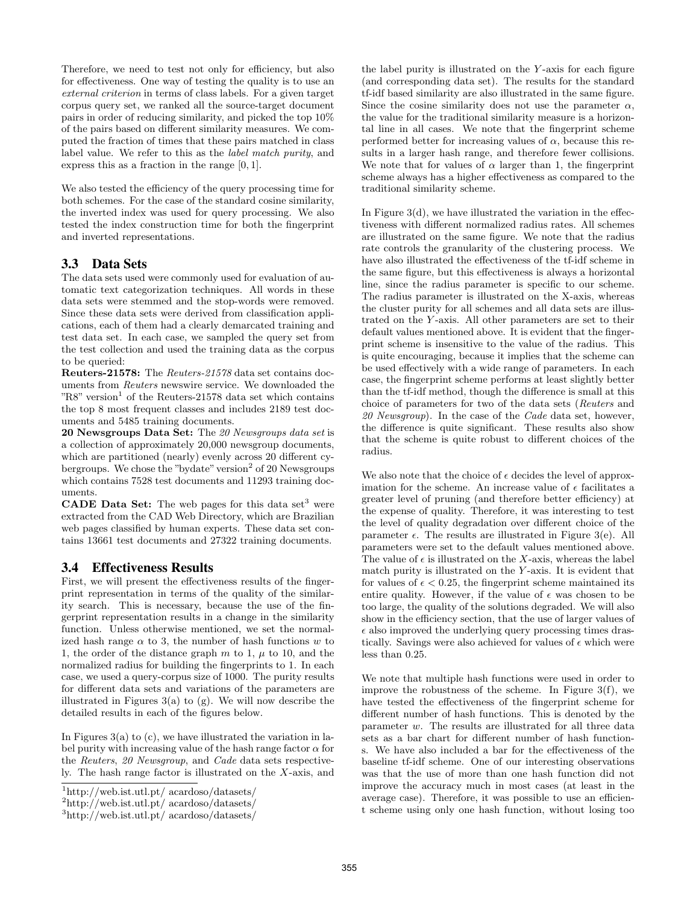Therefore, we need to test not only for efficiency, but also for effectiveness. One way of testing the quality is to use an *external criterion* in terms of class labels. For a given target corpus query set, we ranked all the source-target document pairs in order of reducing similarity, and picked the top 10% of the pairs based on different similarity measures. We computed the fraction of times that these pairs matched in class label value. We refer to this as the *label match purity*, and express this as a fraction in the range $[0, 1]$.

We also tested the efficiency of the query processing time for both schemes. For the case of the standard cosine similarity, the inverted index was used for query processing. We also tested the index construction time for both the fingerprint and inverted representations.

## 3.3 Data Sets

The data sets used were commonly used for evaluation of automatic text categorization techniques. All words in these data sets were stemmed and the stop-words were removed. Since these data sets were derived from classification applications, each of them had a clearly demarcated training and test data set. In each case, we sampled the query set from the test collection and used the training data as the corpus to be queried:

**Reuters-21578:** The *Reuters-21578* data set contains documents from *Reuters* newswire service. We downloaded the "R8" version[1] of the Reuters-21578 data set which contains the top 8 most frequent classes and includes 2189 test documents and 5485 training documents.

**20 Newsgroups Data Set:** The *20 Newsgroups data set* is a collection of approximately 20,000 newsgroup documents, which are partitioned (nearly) evenly across 20 different cybergroups. We chose the "bydate" version[2] of 20 Newsgroups which contains 7528 test documents and 11293 training documents.

**CADE Data Set:** The web pages for this data set[3] were extracted from the CAD Web Directory, which are Brazilian web pages classified by human experts. These data set contains 13661 test documents and 27322 training documents.

## 3.4 Effectiveness Results

First, we will present the effectiveness results of the fingerprint representation in terms of the quality of the similarity search. This is necessary, because the use of the fingerprint representation results in a change in the similarity function. Unless otherwise mentioned, we set the normalized hash range $\alpha$ to 3, the number of hash functions $w$ to 1, the order of the distance graph $m$ to 1, $\mu$ to 10, and the normalized radius for building the fingerprints to 1. In each case, we used a query-corpus size of 1000. The purity results for different data sets and variations of the parameters are illustrated in Figures 3(a) to (g). We will now describe the detailed results in each of the figures below.

In Figures 3(a) to (c), we have illustrated the variation in label purity with increasing value of the hash range factor $\alpha$ for the *Reuters*, *20 Newsgroup*, and *Cade* data sets respectively. The hash range factor is illustrated on the $X$-axis, and the label purity is illustrated on the $Y$-axis for each figure (and corresponding data set). The results for the standard tf-idf based similarity are also illustrated in the same figure. Since the cosine similarity does not use the parameter $\alpha$, the value for the traditional similarity measure is a horizontal line in all cases. We note that the fingerprint scheme performed better for increasing values of $\alpha$, because this results in a larger hash range, and therefore fewer collisions. We note that for values of $\alpha$ larger than 1, the fingerprint scheme always has a higher effectiveness as compared to the traditional similarity scheme.

In Figure 3(d), we have illustrated the variation in the effectiveness with different normalized radius rates. All schemes are illustrated on the same figure. We note that the radius rate controls the granularity of the clustering process. We have also illustrated the effectiveness of the tf-idf scheme in the same figure, but this effectiveness is always a horizontal line, since the radius parameter is specific to our scheme. The radius parameter is illustrated on the X-axis, whereas the cluster purity for all schemes and all data sets are illustrated on the $Y$-axis. All other parameters are set to their default values mentioned above. It is evident that the fingerprint scheme is insensitive to the value of the radius. This is quite encouraging, because it implies that the scheme can be used effectively with a wide range of parameters. In each case, the fingerprint scheme performs at least slightly better than the tf-idf method, though the difference is small at this choice of parameters for two of the data sets (*Reuters* and *20 Newsgroup*). In the case of the *Cade* data set, however, the difference is quite significant. These results also show that the scheme is quite robust to different choices of the radius.

We also note that the choice of $\epsilon$ decides the level of approximation for the scheme. An increase value of $\epsilon$ facilitates a greater level of pruning (and therefore better efficiency) at the expense of quality. Therefore, it was interesting to test the level of quality degradation over different choice of the parameter $\epsilon$. The results are illustrated in Figure 3(e). All parameters were set to the default values mentioned above. The value of $\epsilon$ is illustrated on the $X$-axis, whereas the label match purity is illustrated on the $Y$-axis. It is evident that for values of $\epsilon < 0.25$, the fingerprint scheme maintained its entire quality. However, if the value of $\epsilon$ was chosen to be too large, the quality of the solutions degraded. We will also show in the efficiency section, that the use of larger values of $\epsilon$ also improved the underlying query processing times drastically. Savings were also achieved for values of $\epsilon$ which were less than 0.25.

We note that multiple hash functions were used in order to improve the robustness of the scheme. In Figure 3(f), we have tested the effectiveness of the fingerprint scheme for different number of hash functions. This is denoted by the parameter $w$. The results are illustrated for all three data sets as a bar chart for different number of hash functions. We have also included a bar for the effectiveness of the baseline tf-idf scheme. One of our interesting observations was that the use of more than one hash function did not improve the accuracy much in most cases (at least in the average case). Therefore, it was possible to use an efficient scheme using only one hash function, without losing too

[1] http://web.ist.utl.pt/ acardoso/datasets/

[2] http://web.ist.utl.pt/ acardoso/datasets/

[3] http://web.ist.utl.pt/ acardoso/datasets/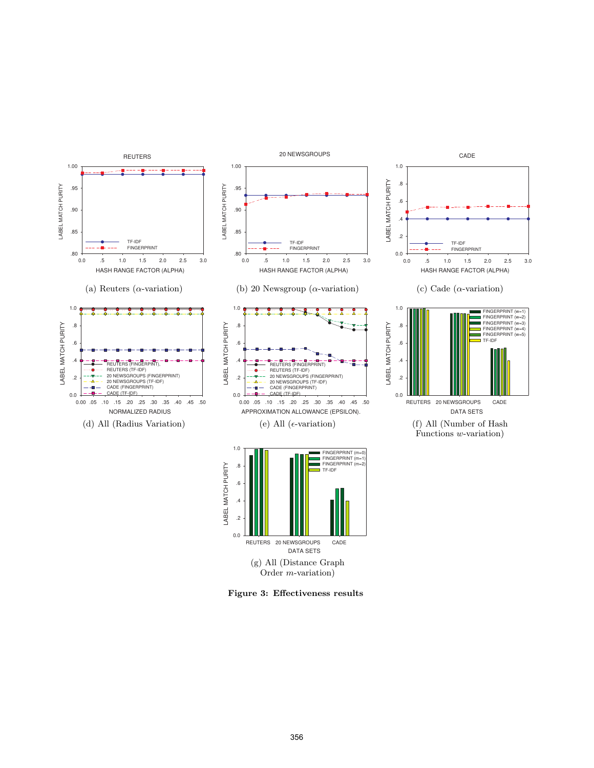(a) Reuters ($\alpha$-variation)

(b) 20 Newsgroup ($\alpha$-variation)

(c) Cade ($\alpha$-variation)

(d) All (Radius Variation)

(e) All ($\epsilon$-variation)

(f) All (Number of Hash Functions $w$-variation)

(g) All (Distance Graph Order $m$-variation)

**Figure 3: Effectiveness results**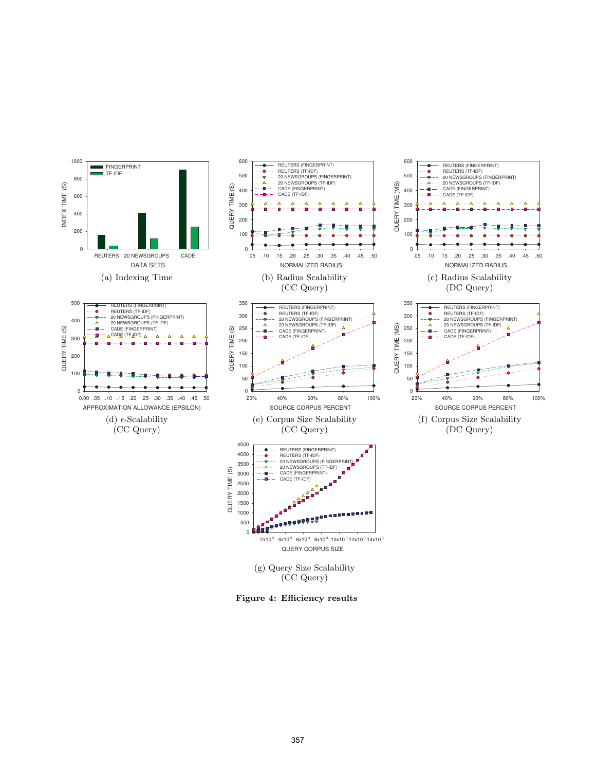(a) Indexing Time

(b) Radius Scalability (CC Query)

(c) Radius Scalability (DC Query)

(d) $\epsilon$-Scalability (CC Query)

(e) Corpus Size Scalability (CC Query)

(f) Corpus Size Scalability (DC Query)

(g) Query Size Scalability (CC Query)

**Figure 4: Efficiency results**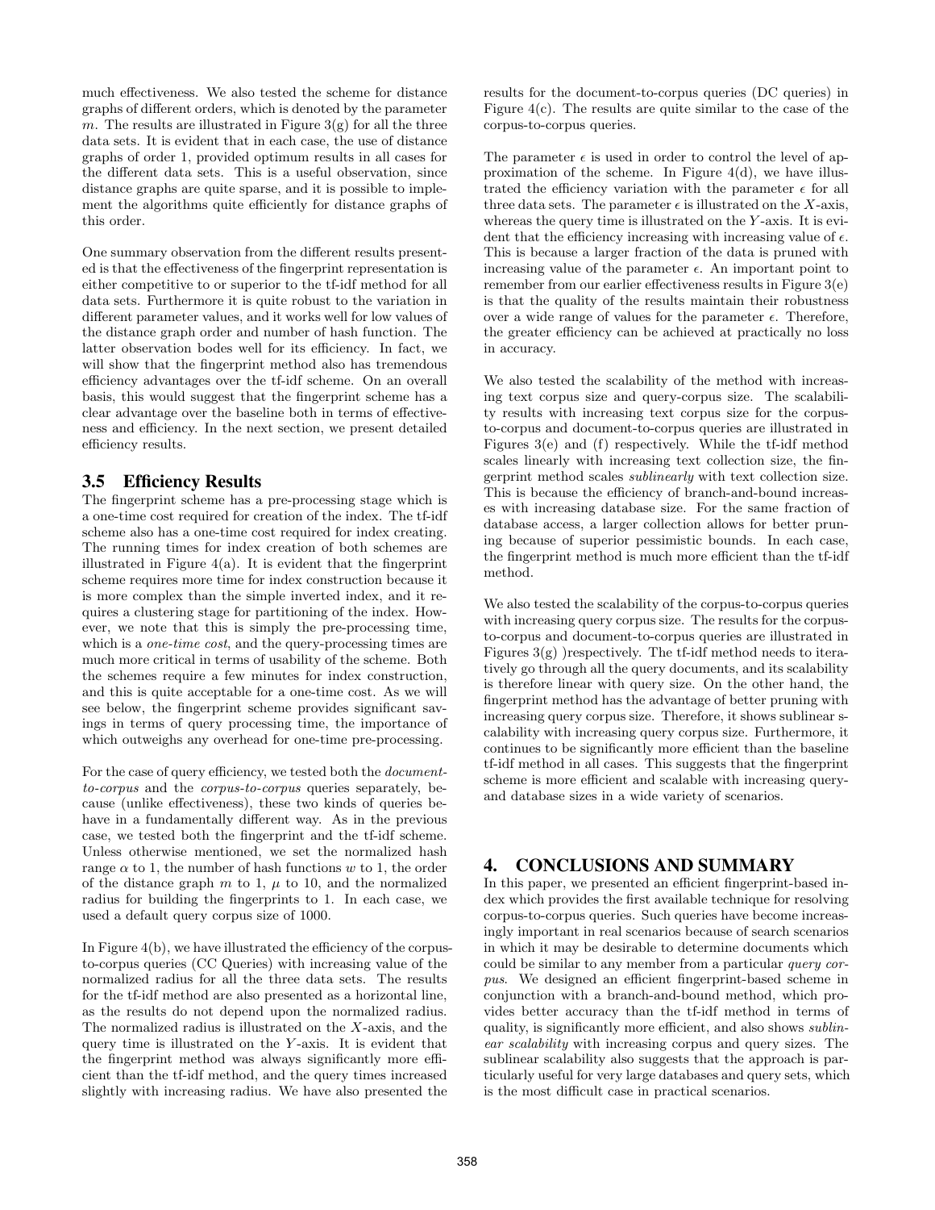much effectiveness. We also tested the scheme for distance graphs of different orders, which is denoted by the parameter $m$. The results are illustrated in Figure 3(g) for all the three data sets. It is evident that in each case, the use of distance graphs of order 1, provided optimum results in all cases for the different data sets. This is a useful observation, since distance graphs are quite sparse, and it is possible to implement the algorithms quite efficiently for distance graphs of this order.

One summary observation from the different results presented is that the effectiveness of the fingerprint representation is either competitive to or superior to the tf-idf method for all data sets. Furthermore it is quite robust to the variation in different parameter values, and it works well for low values of the distance graph order and number of hash function. The latter observation bodes well for its efficiency. In fact, we will show that the fingerprint method also has tremendous efficiency advantages over the tf-idf scheme. On an overall basis, this would suggest that the fingerprint scheme has a clear advantage over the baseline both in terms of effectiveness and efficiency. In the next section, we present detailed efficiency results.

### 3.5 Efficiency Results

The fingerprint scheme has a pre-processing stage which is a one-time cost required for creation of the index. The tf-idf scheme also has a one-time cost required for index creating. The running times for index creation of both schemes are illustrated in Figure 4(a). It is evident that the fingerprint scheme requires more time for index construction because it is more complex than the simple inverted index, and it requires a clustering stage for partitioning of the index. However, we note that this is simply the pre-processing time, which is a *one-time cost*, and the query-processing times are much more critical in terms of usability of the scheme. Both the schemes require a few minutes for index construction, and this is quite acceptable for a one-time cost. As we will see below, the fingerprint scheme provides significant savings in terms of query processing time, the importance of which outweighs any overhead for one-time pre-processing.

For the case of query efficiency, we tested both the *document-to-corpus* and the *corpus-to-corpus* queries separately, because (unlike effectiveness), these two kinds of queries behave in a fundamentally different way. As in the previous case, we tested both the fingerprint and the tf-idf scheme. Unless otherwise mentioned, we set the normalized hash range $\alpha$ to 1, the number of hash functions $w$ to 1, the order of the distance graph $m$ to 1, $\mu$ to 10, and the normalized radius for building the fingerprints to 1. In each case, we used a default query corpus size of 1000.

In Figure 4(b), we have illustrated the efficiency of the corpus-to-corpus queries (CC Queries) with increasing value of the normalized radius for all the three data sets. The results for the tf-idf method are also presented as a horizontal line, as the results do not depend upon the normalized radius. The normalized radius is illustrated on the $X$-axis, and the query time is illustrated on the $Y$-axis. It is evident that the fingerprint method was always significantly more efficient than the tf-idf method, and the query times increased slightly with increasing radius. We have also presented the results for the document-to-corpus queries (DC queries) in Figure 4(c). The results are quite similar to the case of the corpus-to-corpus queries.

The parameter $\epsilon$ is used in order to control the level of approximation of the scheme. In Figure 4(d), we have illustrated the efficiency variation with the parameter $\epsilon$ for all three data sets. The parameter $\epsilon$ is illustrated on the $X$-axis, whereas the query time is illustrated on the $Y$-axis. It is evident that the efficiency increasing with increasing value of $\epsilon$. This is because a larger fraction of the data is pruned with increasing value of the parameter $\epsilon$. An important point to remember from our earlier effectiveness results in Figure 3(e) is that the quality of the results maintain their robustness over a wide range of values for the parameter $\epsilon$. Therefore, the greater efficiency can be achieved at practically no loss in accuracy.

We also tested the scalability of the method with increasing text corpus size and query-corpus size. The scalability results with increasing text corpus size for the corpus-to-corpus and document-to-corpus queries are illustrated in Figures 3(e) and (f) respectively. While the tf-idf method scales linearly with increasing text collection size, the fingerprint method scales *sublinearly* with text collection size. This is because the efficiency of branch-and-bound increases with increasing database size. For the same fraction of database access, a larger collection allows for better pruning because of superior pessimistic bounds. In each case, the fingerprint method is much more efficient than the tf-idf method.

We also tested the scalability of the corpus-to-corpus queries with increasing query corpus size. The results for the corpus-to-corpus and document-to-corpus queries are illustrated in Figures 3(g) )respectively. The tf-idf method needs to iteratively go through all the query documents, and its scalability is therefore linear with query size. On the other hand, the fingerprint method has the advantage of better pruning with increasing query corpus size. Therefore, it shows sublinear scalability with increasing query corpus size. Furthermore, it continues to be significantly more efficient than the baseline tf-idf method in all cases. This suggests that the fingerprint scheme is more efficient and scalable with increasing query- and database sizes in a wide variety of scenarios.

## 4. CONCLUSIONS AND SUMMARY

In this paper, we presented an efficient fingerprint-based index which provides the first available technique for resolving corpus-to-corpus queries. Such queries have become increasingly important in real scenarios because of search scenarios in which it may be desirable to determine documents which could be similar to any member from a particular *query corpus*. We designed an efficient fingerprint-based scheme in conjunction with a branch-and-bound method, which provides better accuracy than the tf-idf method in terms of quality, is significantly more efficient, and also shows *sublinear scalability* with increasing corpus and query sizes. The sublinear scalability also suggests that the approach is particularly useful for very large databases and query sets, which is the most difficult case in practical scenarios.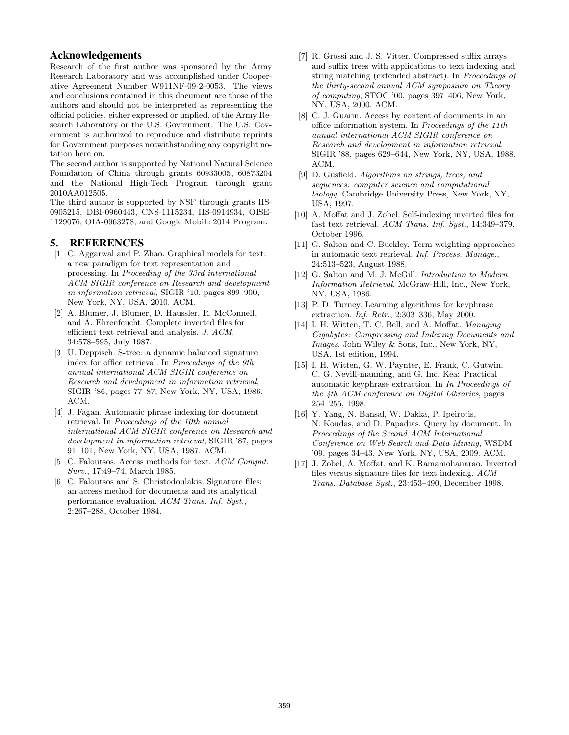## Acknowledgements

Research of the first author was sponsored by the Army Research Laboratory and was accomplished under Cooperative Agreement Number W911NF-09-2-0053. The views and conclusions contained in this document are those of the authors and should not be interpreted as representing the official policies, either expressed or implied, of the Army Research Laboratory or the U.S. Government. The U.S. Government is authorized to reproduce and distribute reprints for Government purposes notwithstanding any copyright notation here on.

The second author is supported by National Natural Science Foundation of China through grants 60933005, 60873204 and the National High-Tech Program through grant 2010AA012505.

The third author is supported by NSF through grants IIS-0905215, DBI-0960443, CNS-1115234, IIS-0914934, OISE-1129076, OIA-0963278, and Google Mobile 2014 Program.

## 5. REFERENCES

[1] C. Aggarwal and P. Zhao. Graphical models for text: a new paradigm for text representation and processing. In *Proceeding of the 33rd international ACM SIGIR conference on Research and development in information retrieval*, SIGIR '10, pages 899–900, New York, NY, USA, 2010. ACM.

[2] A. Blumer, J. Blumer, D. Haussler, R. McConnell, and A. Ehrenfeucht. Complete inverted files for efficient text retrieval and analysis. *J. ACM*, 34:578–595, July 1987.

[3] U. Deppisch. S-tree: a dynamic balanced signature index for office retrieval. In *Proceedings of the 9th annual international ACM SIGIR conference on Research and development in information retrieval*, SIGIR '86, pages 77–87, New York, NY, USA, 1986. ACM.

[4] J. Fagan. Automatic phrase indexing for document retrieval. In *Proceedings of the 10th annual international ACM SIGIR conference on Research and development in information retrieval*, SIGIR '87, pages 91–101, New York, NY, USA, 1987. ACM.

[5] C. Faloutsos. Access methods for text. *ACM Comput. Surv.*, 17:49–74, March 1985.

[6] C. Faloutsos and S. Christodoulakis. Signature files: an access method for documents and its analytical performance evaluation. *ACM Trans. Inf. Syst.*, 2:267–288, October 1984.

[7] R. Grossi and J. S. Vitter. Compressed suffix arrays and suffix trees with applications to text indexing and string matching (extended abstract). In *Proceedings of the thirty-second annual ACM symposium on Theory of computing*, STOC '00, pages 397–406, New York, NY, USA, 2000. ACM.

[8] C. J. Guarin. Access by content of documents in an office information system. In *Proceedings of the 11th annual international ACM SIGIR conference on Research and development in information retrieval*, SIGIR '88, pages 629–644, New York, NY, USA, 1988. ACM.

[9] D. Gusfield. *Algorithms on strings, trees, and sequences: computer science and computational biology*. Cambridge University Press, New York, NY, USA, 1997.

[10] A. Moffat and J. Zobel. Self-indexing inverted files for fast text retrieval. *ACM Trans. Inf. Syst.*, 14:349–379, October 1996.

[11] G. Salton and C. Buckley. Term-weighting approaches in automatic text retrieval. *Inf. Process. Manage.*, 24:513–523, August 1988.

[12] G. Salton and M. J. McGill. *Introduction to Modern Information Retrieval*. McGraw-Hill, Inc., New York, NY, USA, 1986.

[13] P. D. Turney. Learning algorithms for keyphrase extraction. *Inf. Retr.*, 2:303–336, May 2000.

[14] I. H. Witten, T. C. Bell, and A. Moffat. *Managing Gigabytes: Compressing and Indexing Documents and Images*. John Wiley & Sons, Inc., New York, NY, USA, 1st edition, 1994.

[15] I. H. Witten, G. W. Paynter, E. Frank, C. Gutwin, C. G. Nevill-manning, and G. Inc. Kea: Practical automatic keyphrase extraction. In *In Proceedings of the 4th ACM conference on Digital Libraries*, pages 254–255, 1998.

[16] Y. Yang, N. Bansal, W. Dakka, P. Ipeirotis, N. Koudas, and D. Papadias. Query by document. In *Proceedings of the Second ACM International Conference on Web Search and Data Mining*, WSDM '09, pages 34–43, New York, NY, USA, 2009. ACM.

[17] J. Zobel, A. Moffat, and K. Ramamohanarao. Inverted files versus signature files for text indexing. *ACM Trans. Database Syst.*, 23:453–490, December 1998.